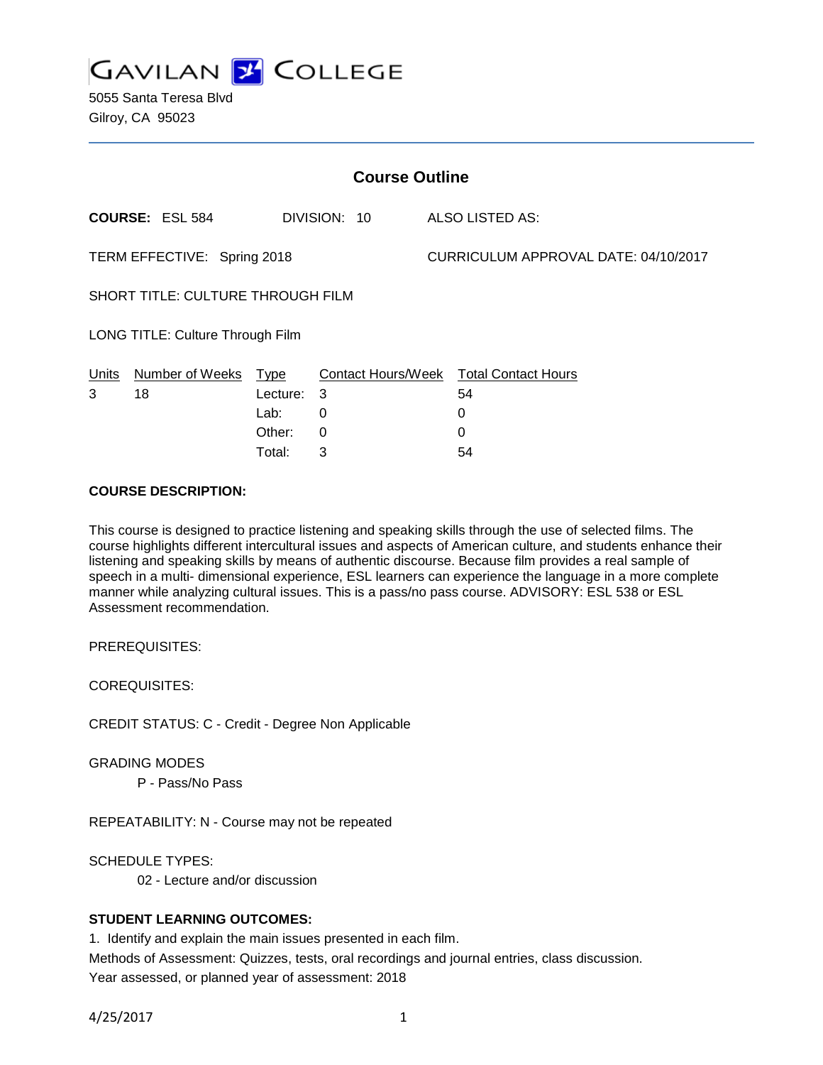# GAVILAN COLLEGE

5055 Santa Teresa Blvd
Gilroy, CA 95023

## Course Outline

**COURSE:** ESL 584 DIVISION: 10 ALSO LISTED AS:

TERM EFFECTIVE: Spring 2018 CURRICULUM APPROVAL DATE: 04/10/2017

SHORT TITLE: CULTURE THROUGH FILM

LONG TITLE: Culture Through Film

| Units | Number of Weeks | Type | Contact Hours/Week | Total Contact Hours |
|---|---|---|---|---|
| 3 | 18 | Lecture: | 3 | 54 |
| | | Lab: | 0 | 0 |
| | | Other: | 0 | 0 |
| | | Total: | 3 | 54 |

**COURSE DESCRIPTION:**

This course is designed to practice listening and speaking skills through the use of selected films. The course highlights different intercultural issues and aspects of American culture, and students enhance their listening and speaking skills by means of authentic discourse. Because film provides a real sample of speech in a multi- dimensional experience, ESL learners can experience the language in a more complete manner while analyzing cultural issues. This is a pass/no pass course. ADVISORY: ESL 538 or ESL Assessment recommendation.

PREREQUISITES:

COREQUISITES:

CREDIT STATUS: C - Credit - Degree Non Applicable

GRADING MODES

P - Pass/No Pass

REPEATABILITY: N - Course may not be repeated

SCHEDULE TYPES:

02 - Lecture and/or discussion

**STUDENT LEARNING OUTCOMES:**

1. Identify and explain the main issues presented in each film.

Methods of Assessment: Quizzes, tests, oral recordings and journal entries, class discussion.

Year assessed, or planned year of assessment: 2018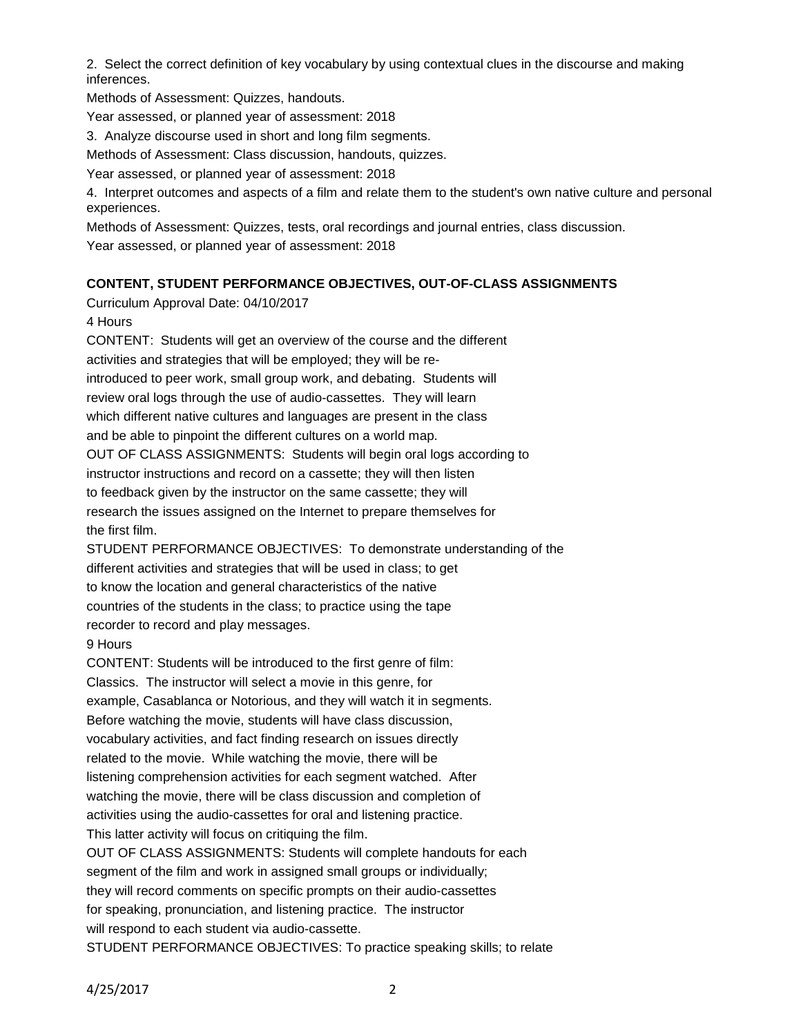2. Select the correct definition of key vocabulary by using contextual clues in the discourse and making inferences.

Methods of Assessment: Quizzes, handouts.

Year assessed, or planned year of assessment: 2018

3. Analyze discourse used in short and long film segments.

Methods of Assessment: Class discussion, handouts, quizzes.

Year assessed, or planned year of assessment: 2018

4. Interpret outcomes and aspects of a film and relate them to the student's own native culture and personal experiences.

Methods of Assessment: Quizzes, tests, oral recordings and journal entries, class discussion.

Year assessed, or planned year of assessment: 2018

**CONTENT, STUDENT PERFORMANCE OBJECTIVES, OUT-OF-CLASS ASSIGNMENTS**

Curriculum Approval Date: 04/10/2017

4 Hours

CONTENT: Students will get an overview of the course and the different activities and strategies that will be employed; they will be re-introduced to peer work, small group work, and debating. Students will review oral logs through the use of audio-cassettes. They will learn which different native cultures and languages are present in the class and be able to pinpoint the different cultures on a world map.

OUT OF CLASS ASSIGNMENTS: Students will begin oral logs according to instructor instructions and record on a cassette; they will then listen to feedback given by the instructor on the same cassette; they will research the issues assigned on the Internet to prepare themselves for the first film.

STUDENT PERFORMANCE OBJECTIVES: To demonstrate understanding of the different activities and strategies that will be used in class; to get to know the location and general characteristics of the native countries of the students in the class; to practice using the tape recorder to record and play messages.

9 Hours

CONTENT: Students will be introduced to the first genre of film: Classics. The instructor will select a movie in this genre, for example, Casablanca or Notorious, and they will watch it in segments. Before watching the movie, students will have class discussion, vocabulary activities, and fact finding research on issues directly related to the movie. While watching the movie, there will be listening comprehension activities for each segment watched. After watching the movie, there will be class discussion and completion of activities using the audio-cassettes for oral and listening practice. This latter activity will focus on critiquing the film.

OUT OF CLASS ASSIGNMENTS: Students will complete handouts for each segment of the film and work in assigned small groups or individually; they will record comments on specific prompts on their audio-cassettes for speaking, pronunciation, and listening practice. The instructor will respond to each student via audio-cassette.

STUDENT PERFORMANCE OBJECTIVES: To practice speaking skills; to relate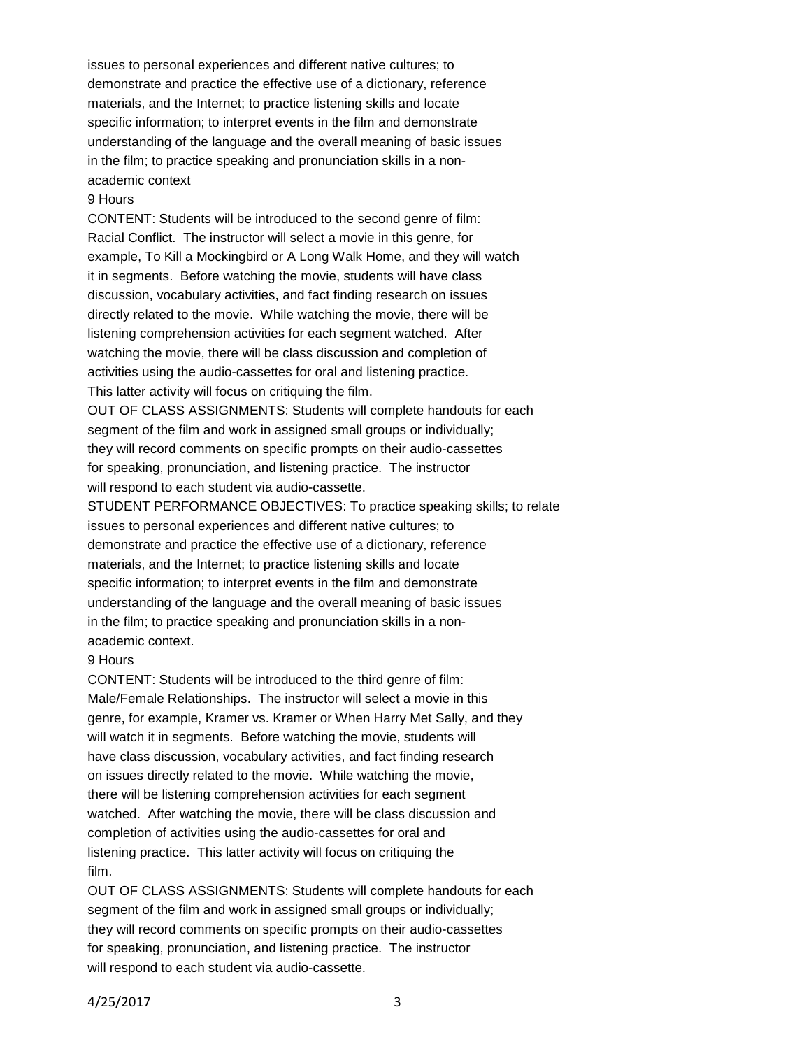issues to personal experiences and different native cultures; to demonstrate and practice the effective use of a dictionary, reference materials, and the Internet; to practice listening skills and locate specific information; to interpret events in the film and demonstrate understanding of the language and the overall meaning of basic issues in the film; to practice speaking and pronunciation skills in a non-academic context

9 Hours

CONTENT: Students will be introduced to the second genre of film: Racial Conflict. The instructor will select a movie in this genre, for example, To Kill a Mockingbird or A Long Walk Home, and they will watch it in segments. Before watching the movie, students will have class discussion, vocabulary activities, and fact finding research on issues directly related to the movie. While watching the movie, there will be listening comprehension activities for each segment watched. After watching the movie, there will be class discussion and completion of activities using the audio-cassettes for oral and listening practice. This latter activity will focus on critiquing the film.

OUT OF CLASS ASSIGNMENTS: Students will complete handouts for each segment of the film and work in assigned small groups or individually; they will record comments on specific prompts on their audio-cassettes for speaking, pronunciation, and listening practice. The instructor will respond to each student via audio-cassette.

STUDENT PERFORMANCE OBJECTIVES: To practice speaking skills; to relate issues to personal experiences and different native cultures; to demonstrate and practice the effective use of a dictionary, reference materials, and the Internet; to practice listening skills and locate specific information; to interpret events in the film and demonstrate understanding of the language and the overall meaning of basic issues in the film; to practice speaking and pronunciation skills in a non-academic context.

9 Hours

CONTENT: Students will be introduced to the third genre of film: Male/Female Relationships. The instructor will select a movie in this genre, for example, Kramer vs. Kramer or When Harry Met Sally, and they will watch it in segments. Before watching the movie, students will have class discussion, vocabulary activities, and fact finding research on issues directly related to the movie. While watching the movie, there will be listening comprehension activities for each segment watched. After watching the movie, there will be class discussion and completion of activities using the audio-cassettes for oral and listening practice. This latter activity will focus on critiquing the film.

OUT OF CLASS ASSIGNMENTS: Students will complete handouts for each segment of the film and work in assigned small groups or individually; they will record comments on specific prompts on their audio-cassettes for speaking, pronunciation, and listening practice. The instructor will respond to each student via audio-cassette.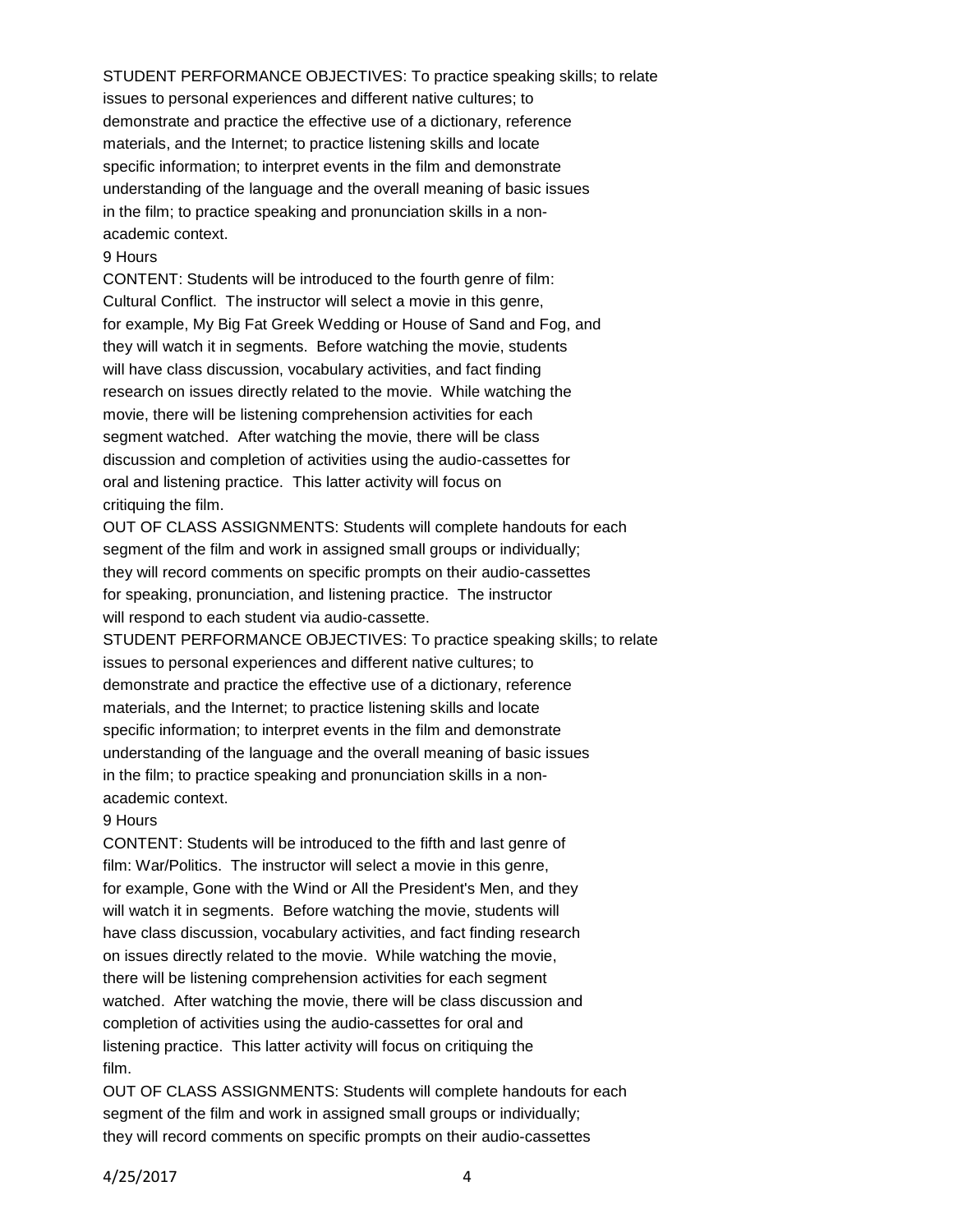STUDENT PERFORMANCE OBJECTIVES: To practice speaking skills; to relate issues to personal experiences and different native cultures; to demonstrate and practice the effective use of a dictionary, reference materials, and the Internet; to practice listening skills and locate specific information; to interpret events in the film and demonstrate understanding of the language and the overall meaning of basic issues in the film; to practice speaking and pronunciation skills in a non-academic context.

9 Hours

CONTENT: Students will be introduced to the fourth genre of film: Cultural Conflict. The instructor will select a movie in this genre, for example, My Big Fat Greek Wedding or House of Sand and Fog, and they will watch it in segments. Before watching the movie, students will have class discussion, vocabulary activities, and fact finding research on issues directly related to the movie. While watching the movie, there will be listening comprehension activities for each segment watched. After watching the movie, there will be class discussion and completion of activities using the audio-cassettes for oral and listening practice. This latter activity will focus on critiquing the film.

OUT OF CLASS ASSIGNMENTS: Students will complete handouts for each segment of the film and work in assigned small groups or individually; they will record comments on specific prompts on their audio-cassettes for speaking, pronunciation, and listening practice. The instructor will respond to each student via audio-cassette.

STUDENT PERFORMANCE OBJECTIVES: To practice speaking skills; to relate issues to personal experiences and different native cultures; to demonstrate and practice the effective use of a dictionary, reference materials, and the Internet; to practice listening skills and locate specific information; to interpret events in the film and demonstrate understanding of the language and the overall meaning of basic issues in the film; to practice speaking and pronunciation skills in a non-academic context.

9 Hours

CONTENT: Students will be introduced to the fifth and last genre of film: War/Politics. The instructor will select a movie in this genre, for example, Gone with the Wind or All the President's Men, and they will watch it in segments. Before watching the movie, students will have class discussion, vocabulary activities, and fact finding research on issues directly related to the movie. While watching the movie, there will be listening comprehension activities for each segment watched. After watching the movie, there will be class discussion and completion of activities using the audio-cassettes for oral and listening practice. This latter activity will focus on critiquing the film.

OUT OF CLASS ASSIGNMENTS: Students will complete handouts for each segment of the film and work in assigned small groups or individually; they will record comments on specific prompts on their audio-cassettes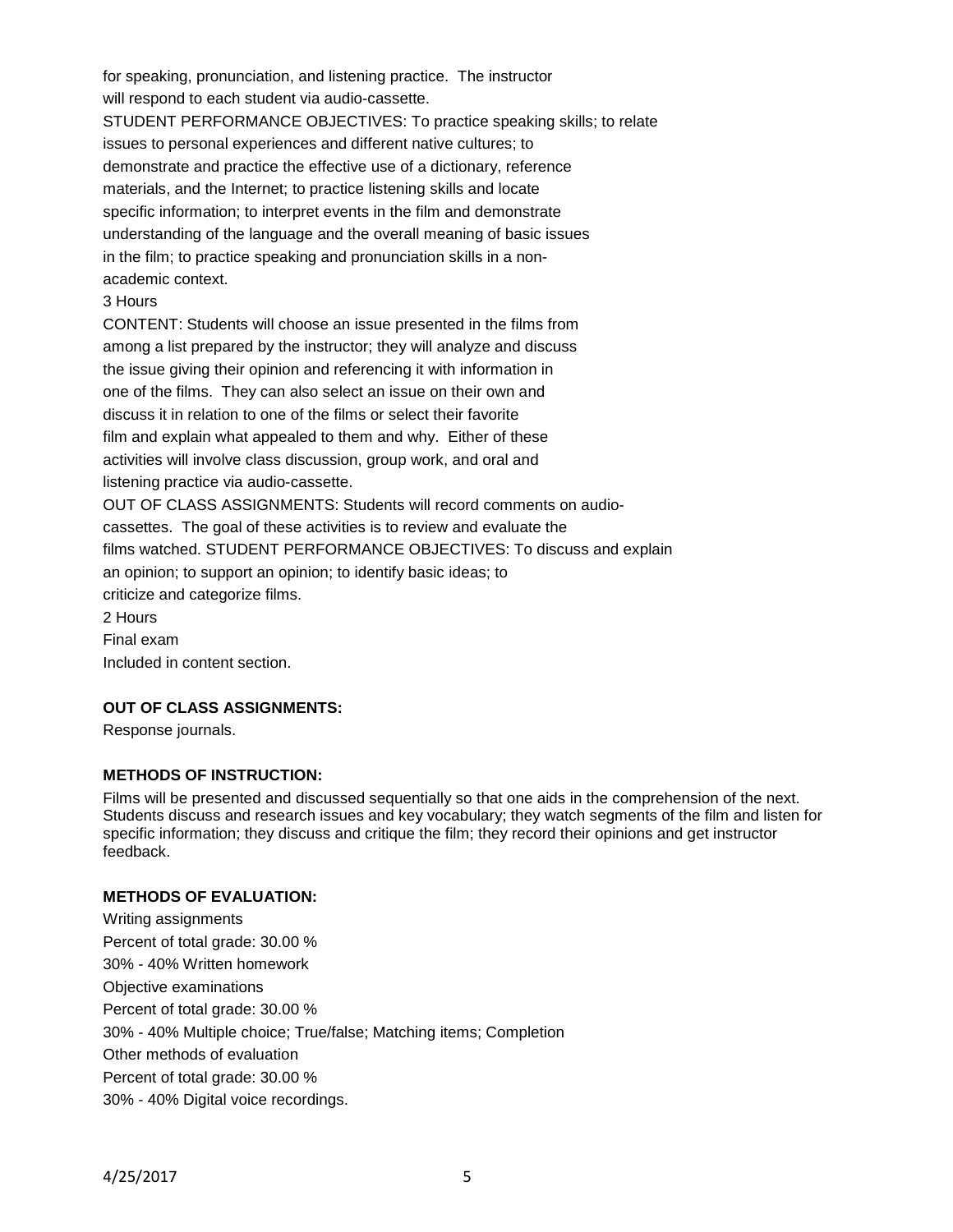for speaking, pronunciation, and listening practice. The instructor will respond to each student via audio-cassette.

STUDENT PERFORMANCE OBJECTIVES: To practice speaking skills; to relate issues to personal experiences and different native cultures; to demonstrate and practice the effective use of a dictionary, reference materials, and the Internet; to practice listening skills and locate specific information; to interpret events in the film and demonstrate understanding of the language and the overall meaning of basic issues in the film; to practice speaking and pronunciation skills in a non-academic context.

3 Hours

CONTENT: Students will choose an issue presented in the films from among a list prepared by the instructor; they will analyze and discuss the issue giving their opinion and referencing it with information in one of the films. They can also select an issue on their own and discuss it in relation to one of the films or select their favorite film and explain what appealed to them and why. Either of these activities will involve class discussion, group work, and oral and listening practice via audio-cassette.

OUT OF CLASS ASSIGNMENTS: Students will record comments on audio-cassettes. The goal of these activities is to review and evaluate the films watched. STUDENT PERFORMANCE OBJECTIVES: To discuss and explain an opinion; to support an opinion; to identify basic ideas; to criticize and categorize films.

2 Hours

Final exam

Included in content section.

**OUT OF CLASS ASSIGNMENTS:**

Response journals.

**METHODS OF INSTRUCTION:**

Films will be presented and discussed sequentially so that one aids in the comprehension of the next. Students discuss and research issues and key vocabulary; they watch segments of the film and listen for specific information; they discuss and critique the film; they record their opinions and get instructor feedback.

**METHODS OF EVALUATION:**

Writing assignments

Percent of total grade: 30.00 %

30% - 40% Written homework

Objective examinations

Percent of total grade: 30.00 %

30% - 40% Multiple choice; True/false; Matching items; Completion

Other methods of evaluation

Percent of total grade: 30.00 %

30% - 40% Digital voice recordings.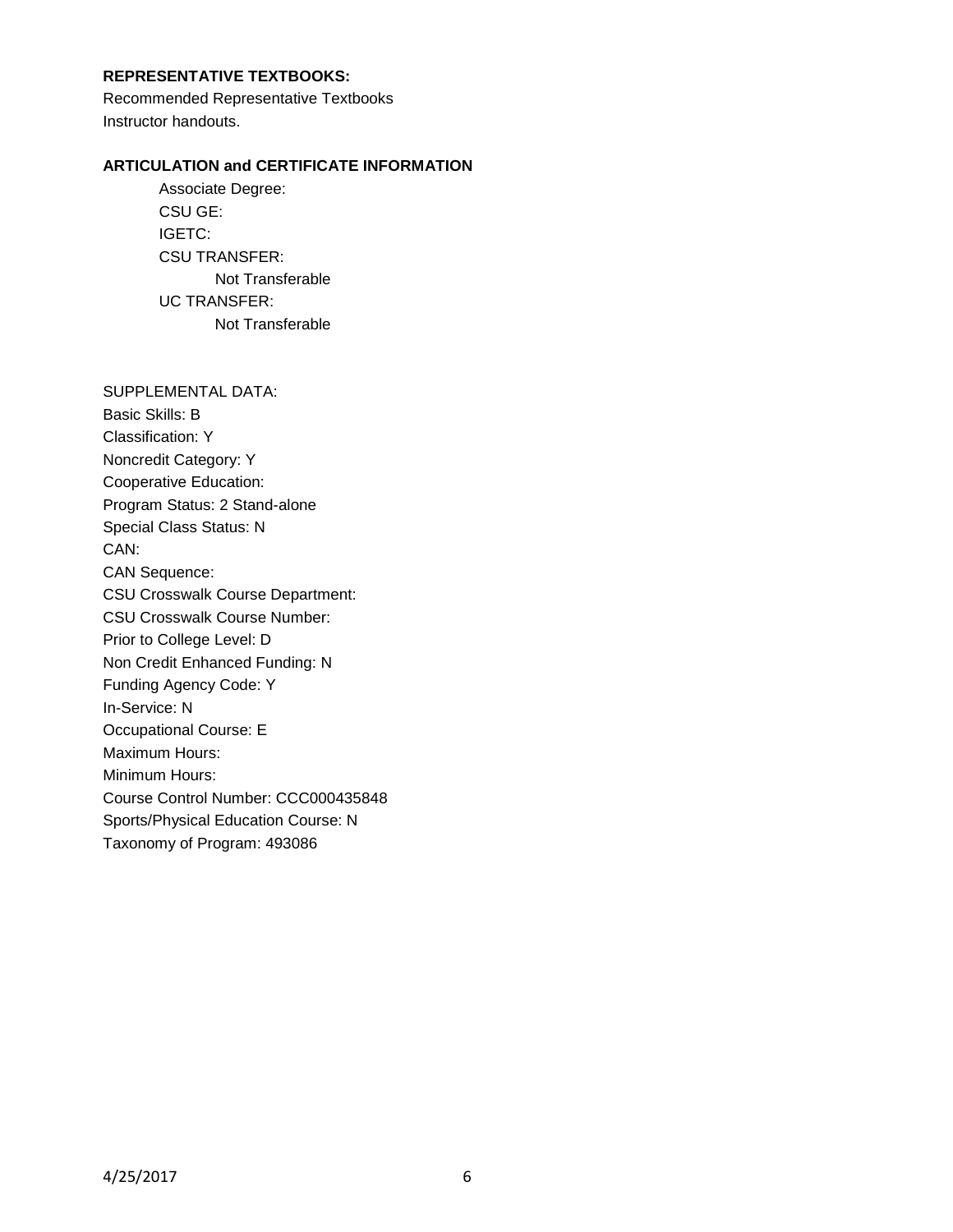**REPRESENTATIVE TEXTBOOKS:**

Recommended Representative Textbooks
Instructor handouts.

**ARTICULATION and CERTIFICATE INFORMATION**

Associate Degree:
CSU GE:
IGETC:
CSU TRANSFER:
Not Transferable
UC TRANSFER:
Not Transferable

SUPPLEMENTAL DATA:
Basic Skills: B
Classification: Y
Noncredit Category: Y
Cooperative Education:
Program Status: 2 Stand-alone
Special Class Status: N
CAN:
CAN Sequence:
CSU Crosswalk Course Department:
CSU Crosswalk Course Number:
Prior to College Level: D
Non Credit Enhanced Funding: N
Funding Agency Code: Y
In-Service: N
Occupational Course: E
Maximum Hours:
Minimum Hours:
Course Control Number: CCC000435848
Sports/Physical Education Course: N
Taxonomy of Program: 493086